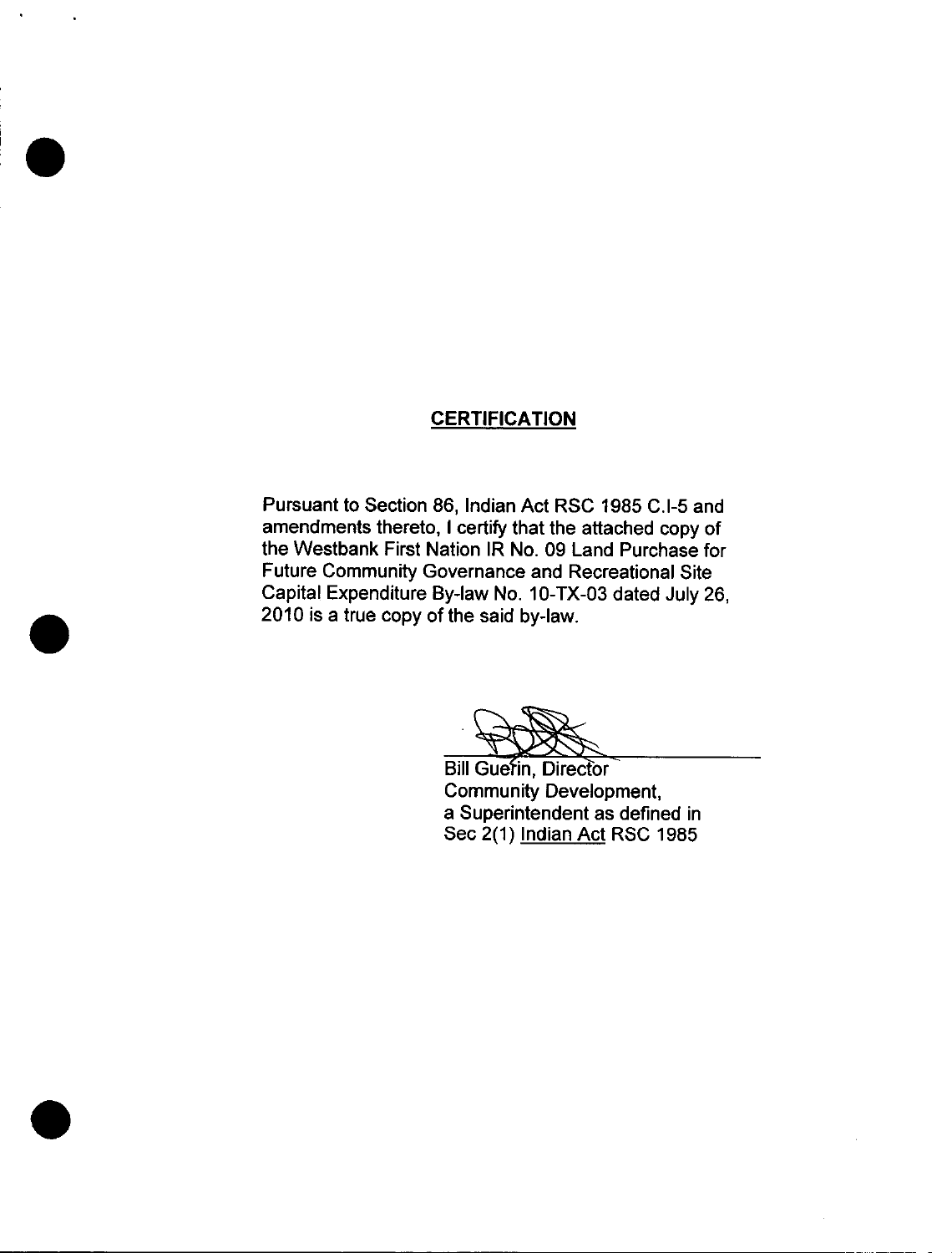## CERTIFICATION

Pursuant to Section 86, Indian Act RSC 1985 C.I-5 and amendments thereto, I certify that the attached copy of the Westbank First Nation IR No. 09 Land Purchase for Future Community Governance and Recreational Site Capital Expenditure By-law No. 10-TX-03 dated July 26, 2010 is a true copy of the said by-law.

Bill Guerin, Director
Community Development,
a Superintendent as defined in
Sec 2(1) Indian Act RSC 1985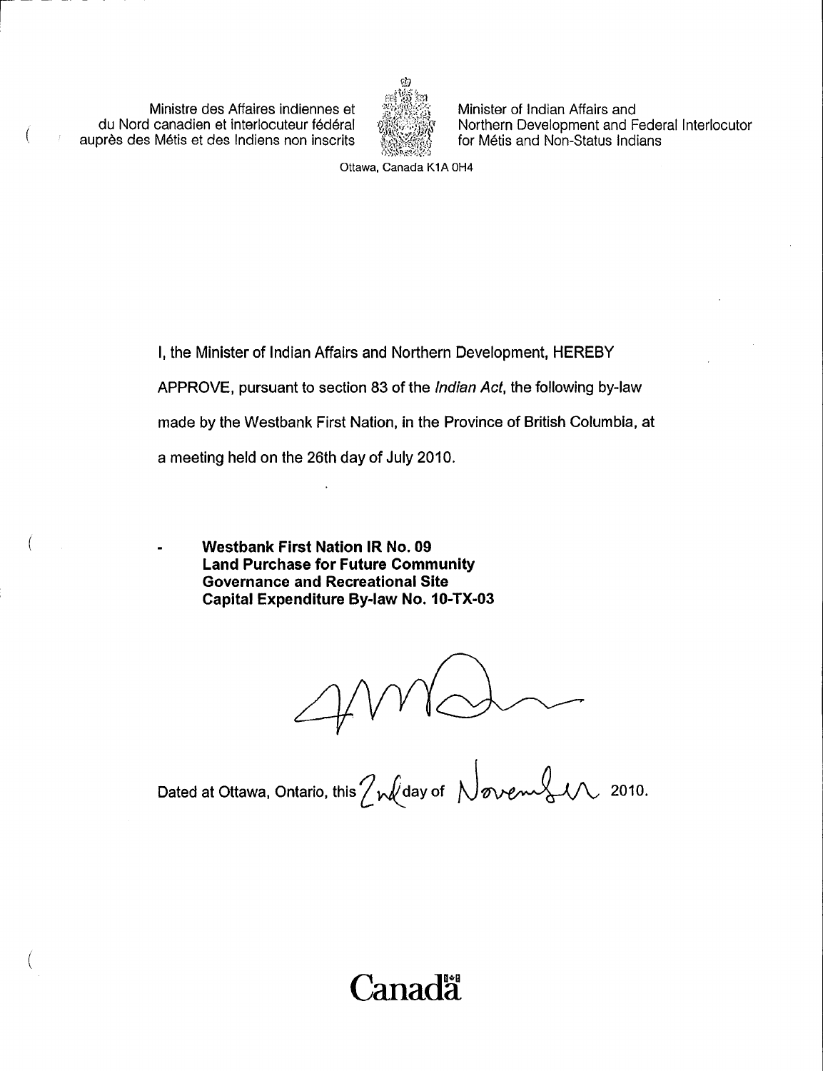Ministre des Affaires indiennes et du Nord canadien et interlocuteur fédéral auprès des Métis et des Indiens non inscrits

Minister of Indian Affairs and Northern Development and Federal Interlocutor for Métis and Non-Status Indians

Ottawa, Canada K1A 0H4

I, the Minister of Indian Affairs and Northern Development, HEREBY APPROVE, pursuant to section 83 of the *Indian Act*, the following by-law made by the Westbank First Nation, in the Province of British Columbia, at a meeting held on the 26th day of July 2010.

- **Westbank First Nation IR No. 09 Land Purchase for Future Community Governance and Recreational Site Capital Expenditure By-law No. 10-TX-03**

Dated at Ottawa, Ontario, this 2nd day of November 2010.

Canada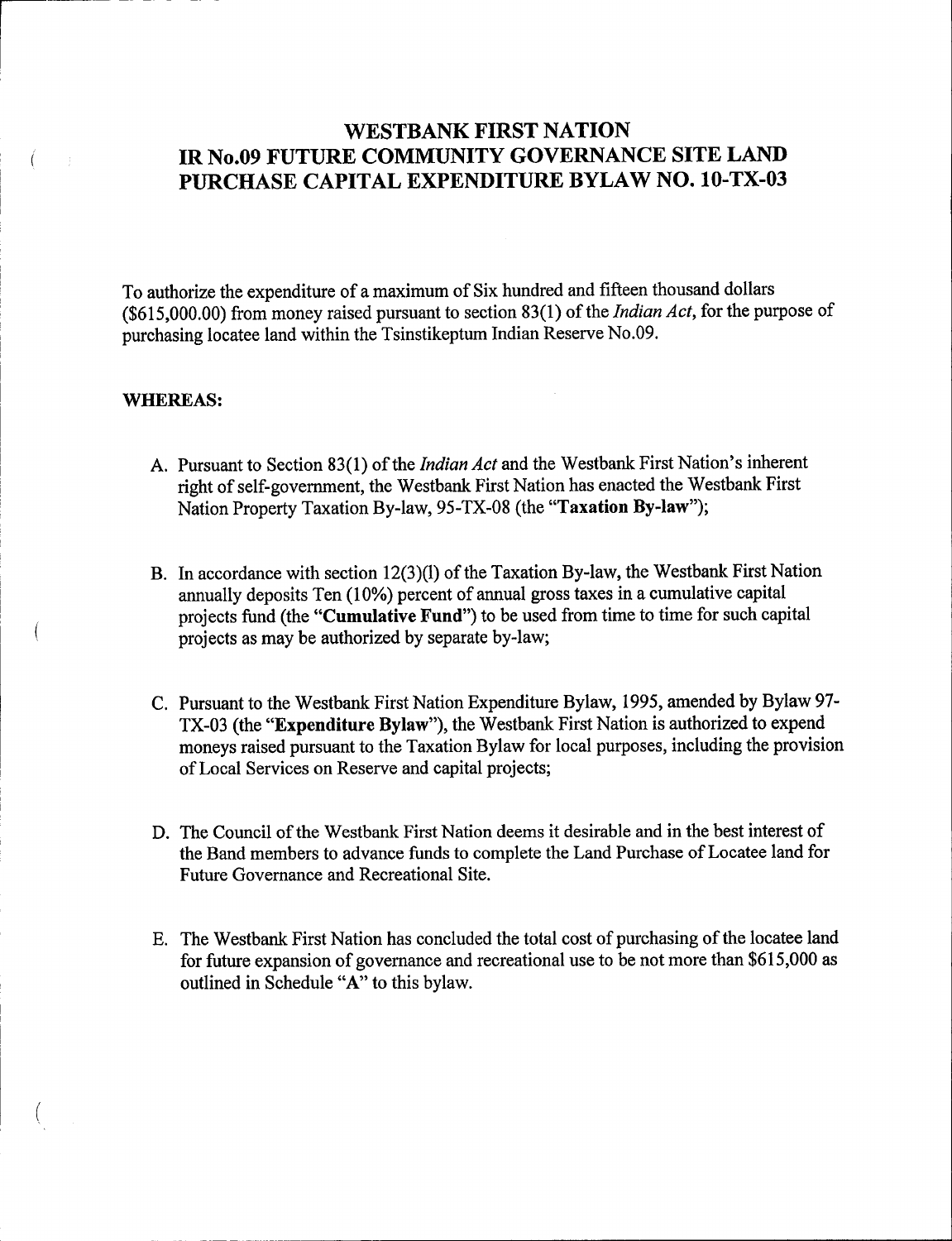# WESTBANK FIRST NATION
# IR No.09 FUTURE COMMUNITY GOVERNANCE SITE LAND PURCHASE CAPITAL EXPENDITURE BYLAW NO. 10-TX-03

To authorize the expenditure of a maximum of Six hundred and fifteen thousand dollars ($615,000.00) from money raised pursuant to section 83(1) of the *Indian Act*, for the purpose of purchasing locatee land within the Tsinstikeptum Indian Reserve No.09.

**WHEREAS:**

A. Pursuant to Section 83(1) of the *Indian Act* and the Westbank First Nation's inherent right of self-government, the Westbank First Nation has enacted the Westbank First Nation Property Taxation By-law, 95-TX-08 (the "**Taxation By-law**");

B. In accordance with section 12(3)(l) of the Taxation By-law, the Westbank First Nation annually deposits Ten (10%) percent of annual gross taxes in a cumulative capital projects fund (the "**Cumulative Fund**") to be used from time to time for such capital projects as may be authorized by separate by-law;

C. Pursuant to the Westbank First Nation Expenditure Bylaw, 1995, amended by Bylaw 97-TX-03 (the "**Expenditure Bylaw**"), the Westbank First Nation is authorized to expend moneys raised pursuant to the Taxation Bylaw for local purposes, including the provision of Local Services on Reserve and capital projects;

D. The Council of the Westbank First Nation deems it desirable and in the best interest of the Band members to advance funds to complete the Land Purchase of Locatee land for Future Governance and Recreational Site.

E. The Westbank First Nation has concluded the total cost of purchasing of the locatee land for future expansion of governance and recreational use to be not more than $615,000 as outlined in Schedule "**A**" to this bylaw.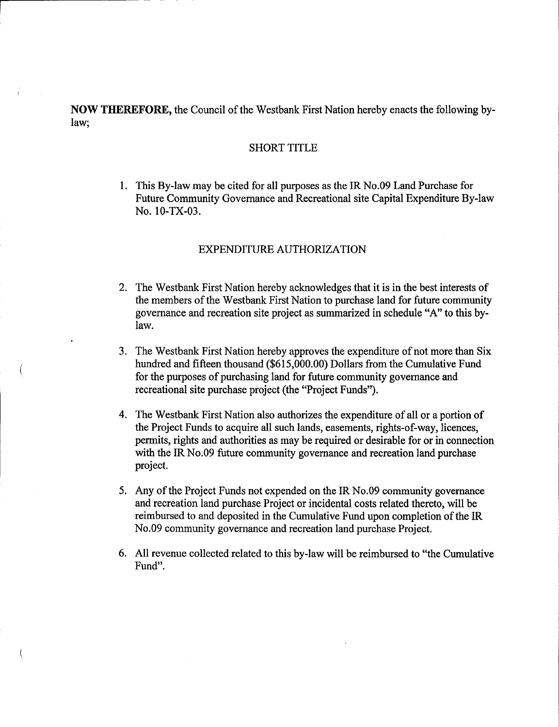**NOW THEREFORE,** the Council of the Westbank First Nation hereby enacts the following by-law;

## SHORT TITLE

1. This By-law may be cited for all purposes as the IR No.09 Land Purchase for Future Community Governance and Recreational site Capital Expenditure By-law No. 10-TX-03.

## EXPENDITURE AUTHORIZATION

2. The Westbank First Nation hereby acknowledges that it is in the best interests of the members of the Westbank First Nation to purchase land for future community governance and recreation site project as summarized in schedule "A" to this by-law.

3. The Westbank First Nation hereby approves the expenditure of not more than Six hundred and fifteen thousand ($615,000.00) Dollars from the Cumulative Fund for the purposes of purchasing land for future community governance and recreational site purchase project (the "Project Funds").

4. The Westbank First Nation also authorizes the expenditure of all or a portion of the Project Funds to acquire all such lands, easements, rights-of-way, licences, permits, rights and authorities as may be required or desirable for or in connection with the IR No.09 future community governance and recreation land purchase project.

5. Any of the Project Funds not expended on the IR No.09 community governance and recreation land purchase Project or incidental costs related thereto, will be reimbursed to and deposited in the Cumulative Fund upon completion of the IR No.09 community governance and recreation land purchase Project.

6. All revenue collected related to this by-law will be reimbursed to "the Cumulative Fund".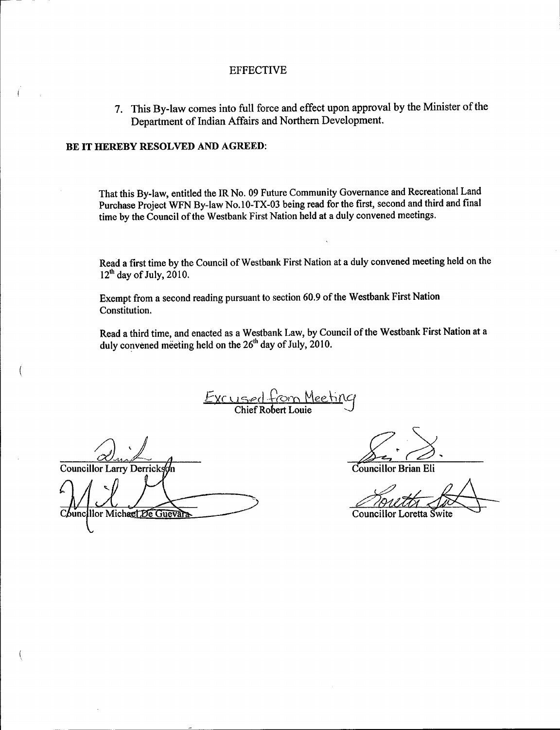## EFFECTIVE

7. This By-law comes into full force and effect upon approval by the Minister of the Department of Indian Affairs and Northern Development.

**BE IT HEREBY RESOLVED AND AGREED:**

That this By-law, entitled the IR No. 09 Future Community Governance and Recreational Land Purchase Project WFN By-law No.10-TX-03 being read for the first, second and third and final time by the Council of the Westbank First Nation held at a duly convened meetings.

Read a first time by the Council of Westbank First Nation at a duly convened meeting held on the 12th day of July, 2010.

Exempt from a second reading pursuant to section 60.9 of the Westbank First Nation Constitution.

Read a third time, and enacted as a Westbank Law, by Council of the Westbank First Nation at a duly convened meeting held on the 26th day of July, 2010.

Excused from Meeting

Chief Robert Louie

Councillor Larry Derrickson

Councillor Brian Eli

Councillor Michael De Guevara

Councillor Loretta Swite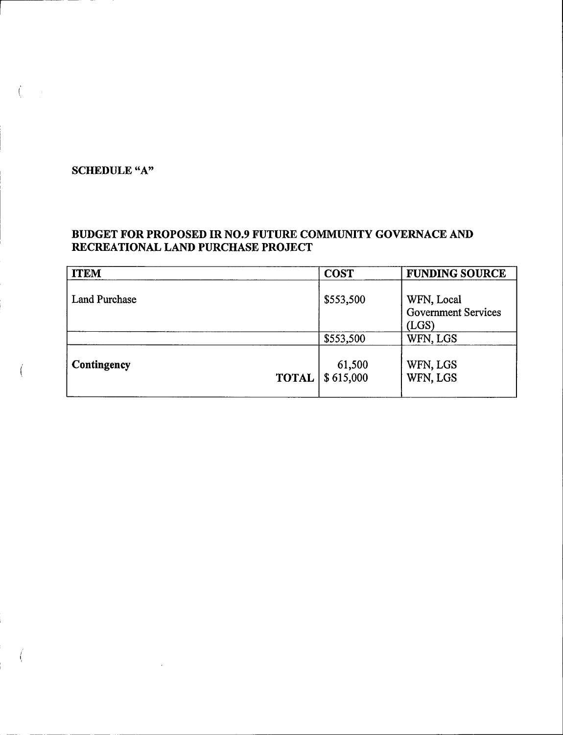**SCHEDULE "A"**

**BUDGET FOR PROPOSED IR NO.9 FUTURE COMMUNITY GOVERNACE AND RECREATIONAL LAND PURCHASE PROJECT**

| ITEM | COST | FUNDING SOURCE |
|---|---|---|
| Land Purchase | $553,500 | WFN, Local Government Services (LGS) |
| | $553,500 | WFN, LGS |
| **Contingency** | 61,500 | WFN, LGS |
| **TOTAL** | $ 615,000 | WFN, LGS |